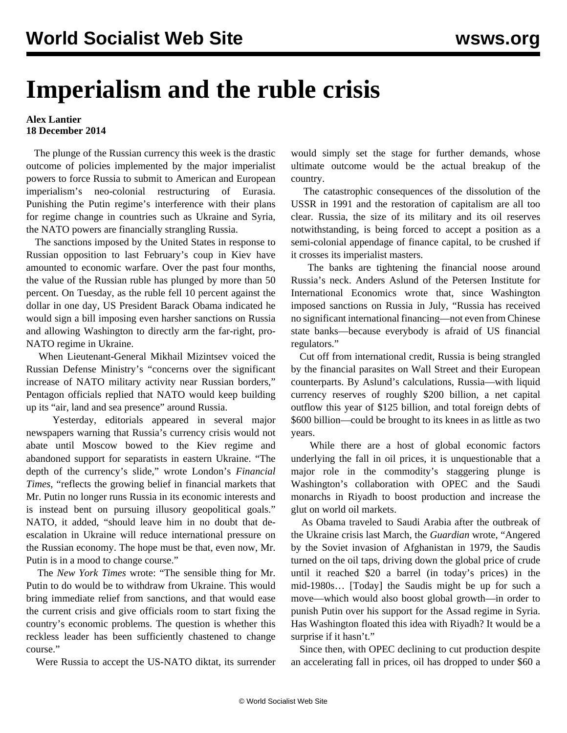# Imperialism and the ruble crisis

**Alex Lantier**
**18 December 2014**

The plunge of the Russian currency this week is the drastic outcome of policies implemented by the major imperialist powers to force Russia to submit to American and European imperialism's neo-colonial restructuring of Eurasia. Punishing the Putin regime's interference with their plans for regime change in countries such as Ukraine and Syria, the NATO powers are financially strangling Russia.

The sanctions imposed by the United States in response to Russian opposition to last February's coup in Kiev have amounted to economic warfare. Over the past four months, the value of the Russian ruble has plunged by more than 50 percent. On Tuesday, as the ruble fell 10 percent against the dollar in one day, US President Barack Obama indicated he would sign a bill imposing even harsher sanctions on Russia and allowing Washington to directly arm the far-right, pro-NATO regime in Ukraine.

When Lieutenant-General Mikhail Mizintsev voiced the Russian Defense Ministry's "concerns over the significant increase of NATO military activity near Russian borders," Pentagon officials replied that NATO would keep building up its "air, land and sea presence" around Russia.

Yesterday, editorials appeared in several major newspapers warning that Russia's currency crisis would not abate until Moscow bowed to the Kiev regime and abandoned support for separatists in eastern Ukraine. "The depth of the currency's slide," wrote London's *Financial Times*, "reflects the growing belief in financial markets that Mr. Putin no longer runs Russia in its economic interests and is instead bent on pursuing illusory geopolitical goals." NATO, it added, "should leave him in no doubt that de-escalation in Ukraine will reduce international pressure on the Russian economy. The hope must be that, even now, Mr. Putin is in a mood to change course."

The *New York Times* wrote: "The sensible thing for Mr. Putin to do would be to withdraw from Ukraine. This would bring immediate relief from sanctions, and that would ease the current crisis and give officials room to start fixing the country's economic problems. The question is whether this reckless leader has been sufficiently chastened to change course."

Were Russia to accept the US-NATO diktat, its surrender would simply set the stage for further demands, whose ultimate outcome would be the actual breakup of the country.

The catastrophic consequences of the dissolution of the USSR in 1991 and the restoration of capitalism are all too clear. Russia, the size of its military and its oil reserves notwithstanding, is being forced to accept a position as a semi-colonial appendage of finance capital, to be crushed if it crosses its imperialist masters.

The banks are tightening the financial noose around Russia's neck. Anders Aslund of the Petersen Institute for International Economics wrote that, since Washington imposed sanctions on Russia in July, "Russia has received no significant international financing—not even from Chinese state banks—because everybody is afraid of US financial regulators."

Cut off from international credit, Russia is being strangled by the financial parasites on Wall Street and their European counterparts. By Aslund's calculations, Russia—with liquid currency reserves of roughly $200 billion, a net capital outflow this year of $125 billion, and total foreign debts of $600 billion—could be brought to its knees in as little as two years.

While there are a host of global economic factors underlying the fall in oil prices, it is unquestionable that a major role in the commodity's staggering plunge is Washington's collaboration with OPEC and the Saudi monarchs in Riyadh to boost production and increase the glut on world oil markets.

As Obama traveled to Saudi Arabia after the outbreak of the Ukraine crisis last March, the *Guardian* wrote, "Angered by the Soviet invasion of Afghanistan in 1979, the Saudis turned on the oil taps, driving down the global price of crude until it reached $20 a barrel (in today's prices) in the mid-1980s… [Today] the Saudis might be up for such a move—which would also boost global growth—in order to punish Putin over his support for the Assad regime in Syria. Has Washington floated this idea with Riyadh? It would be a surprise if it hasn't."

Since then, with OPEC declining to cut production despite an accelerating fall in prices, oil has dropped to under $60 a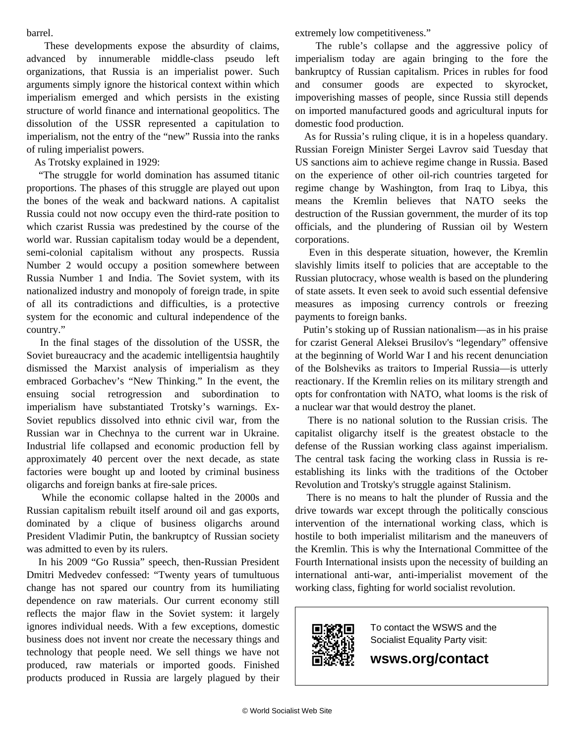barrel.

These developments expose the absurdity of claims, advanced by innumerable middle-class pseudo left organizations, that Russia is an imperialist power. Such arguments simply ignore the historical context within which imperialism emerged and which persists in the existing structure of world finance and international geopolitics. The dissolution of the USSR represented a capitulation to imperialism, not the entry of the "new" Russia into the ranks of ruling imperialist powers.

As Trotsky explained in 1929:

"The struggle for world domination has assumed titanic proportions. The phases of this struggle are played out upon the bones of the weak and backward nations. A capitalist Russia could not now occupy even the third-rate position to which czarist Russia was predestined by the course of the world war. Russian capitalism today would be a dependent, semi-colonial capitalism without any prospects. Russia Number 2 would occupy a position somewhere between Russia Number 1 and India. The Soviet system, with its nationalized industry and monopoly of foreign trade, in spite of all its contradictions and difficulties, is a protective system for the economic and cultural independence of the country."

In the final stages of the dissolution of the USSR, the Soviet bureaucracy and the academic intelligentsia haughtily dismissed the Marxist analysis of imperialism as they embraced Gorbachev's "New Thinking." In the event, the ensuing social retrogression and subordination to imperialism have substantiated Trotsky's warnings. Ex-Soviet republics dissolved into ethnic civil war, from the Russian war in Chechnya to the current war in Ukraine. Industrial life collapsed and economic production fell by approximately 40 percent over the next decade, as state factories were bought up and looted by criminal business oligarchs and foreign banks at fire-sale prices.

While the economic collapse halted in the 2000s and Russian capitalism rebuilt itself around oil and gas exports, dominated by a clique of business oligarchs around President Vladimir Putin, the bankruptcy of Russian society was admitted to even by its rulers.

In his 2009 "Go Russia" speech, then-Russian President Dmitri Medvedev confessed: "Twenty years of tumultuous change has not spared our country from its humiliating dependence on raw materials. Our current economy still reflects the major flaw in the Soviet system: it largely ignores individual needs. With a few exceptions, domestic business does not invent nor create the necessary things and technology that people need. We sell things we have not produced, raw materials or imported goods. Finished products produced in Russia are largely plagued by their extremely low competitiveness."

The ruble's collapse and the aggressive policy of imperialism today are again bringing to the fore the bankruptcy of Russian capitalism. Prices in rubles for food and consumer goods are expected to skyrocket, impoverishing masses of people, since Russia still depends on imported manufactured goods and agricultural inputs for domestic food production.

As for Russia's ruling clique, it is in a hopeless quandary. Russian Foreign Minister Sergei Lavrov said Tuesday that US sanctions aim to achieve regime change in Russia. Based on the experience of other oil-rich countries targeted for regime change by Washington, from Iraq to Libya, this means the Kremlin believes that NATO seeks the destruction of the Russian government, the murder of its top officials, and the plundering of Russian oil by Western corporations.

Even in this desperate situation, however, the Kremlin slavishly limits itself to policies that are acceptable to the Russian plutocracy, whose wealth is based on the plundering of state assets. It even seek to avoid such essential defensive measures as imposing currency controls or freezing payments to foreign banks.

Putin's stoking up of Russian nationalism—as in his praise for czarist General Aleksei Brusilov's "legendary" offensive at the beginning of World War I and his recent denunciation of the Bolsheviks as traitors to Imperial Russia—is utterly reactionary. If the Kremlin relies on its military strength and opts for confrontation with NATO, what looms is the risk of a nuclear war that would destroy the planet.

There is no national solution to the Russian crisis. The capitalist oligarchy itself is the greatest obstacle to the defense of the Russian working class against imperialism. The central task facing the working class in Russia is re-establishing its links with the traditions of the October Revolution and Trotsky's struggle against Stalinism.

There is no means to halt the plunder of Russia and the drive towards war except through the politically conscious intervention of the international working class, which is hostile to both imperialist militarism and the maneuvers of the Kremlin. This is why the International Committee of the Fourth International insists upon the necessity of building an international anti-war, anti-imperialist movement of the working class, fighting for world socialist revolution.

To contact the WSWS and the Socialist Equality Party visit:

**wsws.org/contact**